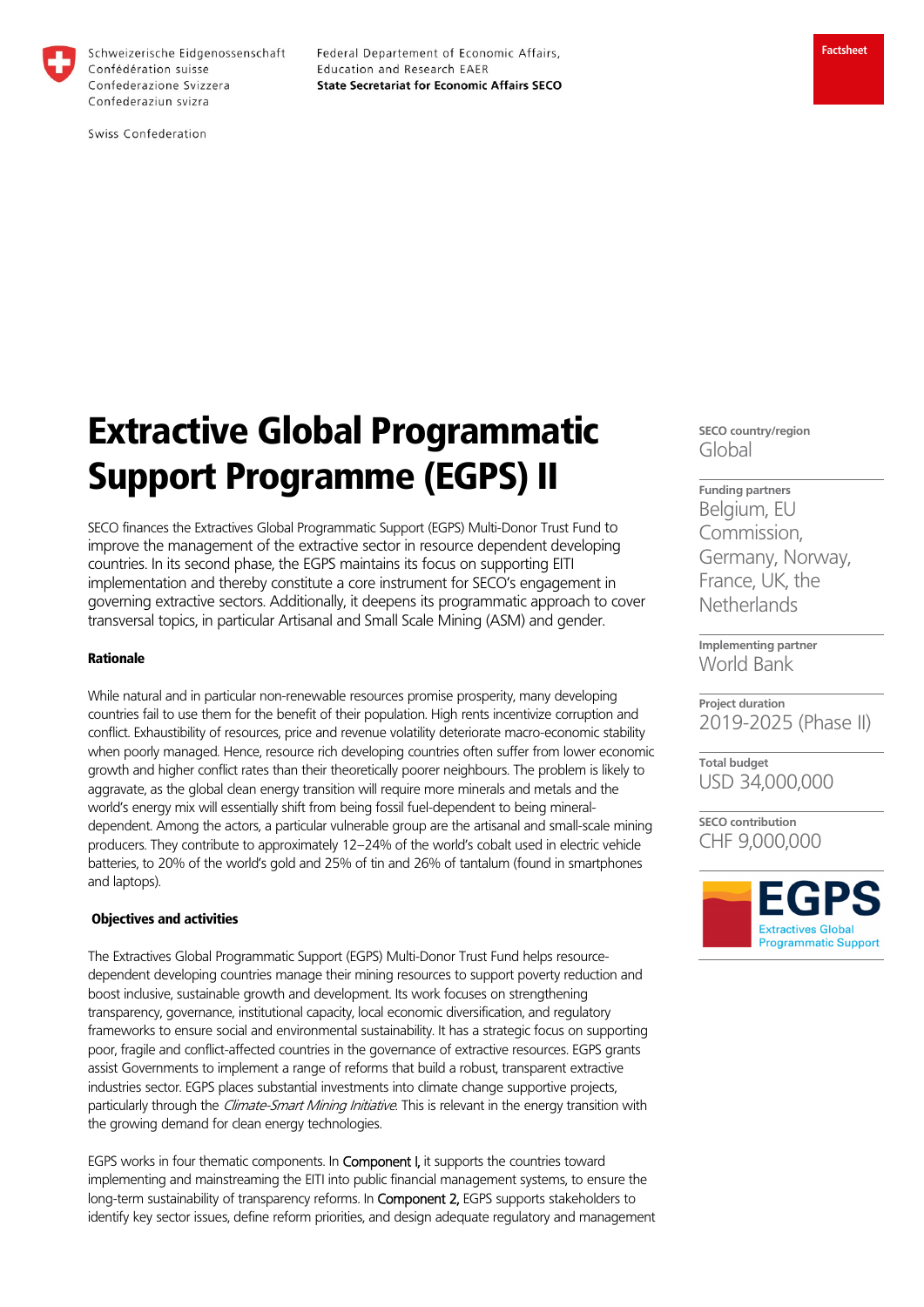Schweizerische Eidgenossenschaft
Confédération suisse
Confederazione Svizzera
Confederaziun svizra

Swiss Confederation

Federal Departement of Economic Affairs, Education and Research EAER
**State Secretariat for Economic Affairs SECO**

**Factsheet**

# Extractive Global Programmatic Support Programme (EGPS) II

SECO finances the Extractives Global Programmatic Support (EGPS) Multi-Donor Trust Fund to improve the management of the extractive sector in resource dependent developing countries. In its second phase, the EGPS maintains its focus on supporting EITI implementation and thereby constitute a core instrument for SECO's engagement in governing extractive sectors. Additionally, it deepens its programmatic approach to cover transversal topics, in particular Artisanal and Small Scale Mining (ASM) and gender.

**SECO country/region**
Global

**Funding partners**
Belgium, EU Commission, Germany, Norway, France, UK, the Netherlands

**Implementing partner**
World Bank

**Project duration**
2019-2025 (Phase II)

**Total budget**
USD 34,000,000

**SECO contribution**
CHF 9,000,000

EGPS
Extractives Global Programmatic Support

### Rationale

While natural and in particular non-renewable resources promise prosperity, many developing countries fail to use them for the benefit of their population. High rents incentivize corruption and conflict. Exhaustibility of resources, price and revenue volatility deteriorate macro-economic stability when poorly managed. Hence, resource rich developing countries often suffer from lower economic growth and higher conflict rates than their theoretically poorer neighbours. The problem is likely to aggravate, as the global clean energy transition will require more minerals and metals and the world's energy mix will essentially shift from being fossil fuel-dependent to being mineral-dependent. Among the actors, a particular vulnerable group are the artisanal and small-scale mining producers. They contribute to approximately 12–24% of the world's cobalt used in electric vehicle batteries, to 20% of the world's gold and 25% of tin and 26% of tantalum (found in smartphones and laptops).

### Objectives and activities

The Extractives Global Programmatic Support (EGPS) Multi-Donor Trust Fund helps resource-dependent developing countries manage their mining resources to support poverty reduction and boost inclusive, sustainable growth and development. Its work focuses on strengthening transparency, governance, institutional capacity, local economic diversification, and regulatory frameworks to ensure social and environmental sustainability. It has a strategic focus on supporting poor, fragile and conflict-affected countries in the governance of extractive resources. EGPS grants assist Governments to implement a range of reforms that build a robust, transparent extractive industries sector. EGPS places substantial investments into climate change supportive projects, particularly through the *Climate-Smart Mining Initiative*. This is relevant in the energy transition with the growing demand for clean energy technologies.

EGPS works in four thematic components. In Component I, it supports the countries toward implementing and mainstreaming the EITI into public financial management systems, to ensure the long-term sustainability of transparency reforms. In Component 2, EGPS supports stakeholders to identify key sector issues, define reform priorities, and design adequate regulatory and management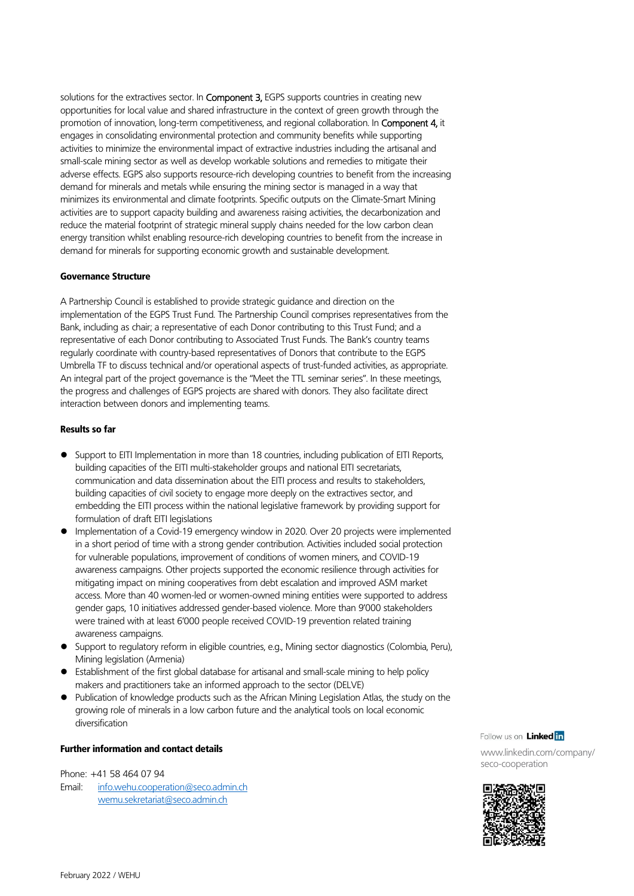solutions for the extractives sector. In Component 3, EGPS supports countries in creating new opportunities for local value and shared infrastructure in the context of green growth through the promotion of innovation, long-term competitiveness, and regional collaboration. In Component 4, it engages in consolidating environmental protection and community benefits while supporting activities to minimize the environmental impact of extractive industries including the artisanal and small-scale mining sector as well as develop workable solutions and remedies to mitigate their adverse effects. EGPS also supports resource-rich developing countries to benefit from the increasing demand for minerals and metals while ensuring the mining sector is managed in a way that minimizes its environmental and climate footprints. Specific outputs on the Climate-Smart Mining activities are to support capacity building and awareness raising activities, the decarbonization and reduce the material footprint of strategic mineral supply chains needed for the low carbon clean energy transition whilst enabling resource-rich developing countries to benefit from the increase in demand for minerals for supporting economic growth and sustainable development.

**Governance Structure**

A Partnership Council is established to provide strategic guidance and direction on the implementation of the EGPS Trust Fund. The Partnership Council comprises representatives from the Bank, including as chair; a representative of each Donor contributing to this Trust Fund; and a representative of each Donor contributing to Associated Trust Funds. The Bank's country teams regularly coordinate with country-based representatives of Donors that contribute to the EGPS Umbrella TF to discuss technical and/or operational aspects of trust-funded activities, as appropriate. An integral part of the project governance is the "Meet the TTL seminar series". In these meetings, the progress and challenges of EGPS projects are shared with donors. They also facilitate direct interaction between donors and implementing teams.

**Results so far**

- Support to EITI Implementation in more than 18 countries, including publication of EITI Reports, building capacities of the EITI multi-stakeholder groups and national EITI secretariats, communication and data dissemination about the EITI process and results to stakeholders, building capacities of civil society to engage more deeply on the extractives sector, and embedding the EITI process within the national legislative framework by providing support for formulation of draft EITI legislations
- Implementation of a Covid-19 emergency window in 2020. Over 20 projects were implemented in a short period of time with a strong gender contribution. Activities included social protection for vulnerable populations, improvement of conditions of women miners, and COVID-19 awareness campaigns. Other projects supported the economic resilience through activities for mitigating impact on mining cooperatives from debt escalation and improved ASM market access. More than 40 women-led or women-owned mining entities were supported to address gender gaps, 10 initiatives addressed gender-based violence. More than 9'000 stakeholders were trained with at least 6'000 people received COVID-19 prevention related training awareness campaigns.
- Support to regulatory reform in eligible countries, e.g., Mining sector diagnostics (Colombia, Peru), Mining legislation (Armenia)
- Establishment of the first global database for artisanal and small-scale mining to help policy makers and practitioners take an informed approach to the sector (DELVE)
- Publication of knowledge products such as the African Mining Legislation Atlas, the study on the growing role of minerals in a low carbon future and the analytical tools on local economic diversification

**Further information and contact details**

Phone: +41 58 464 07 94
Email: info.wehu.cooperation@seco.admin.ch
wemu.sekretariat@seco.admin.ch

Follow us on LinkedIn
www.linkedin.com/company/seco-cooperation

February 2022 / WEHU